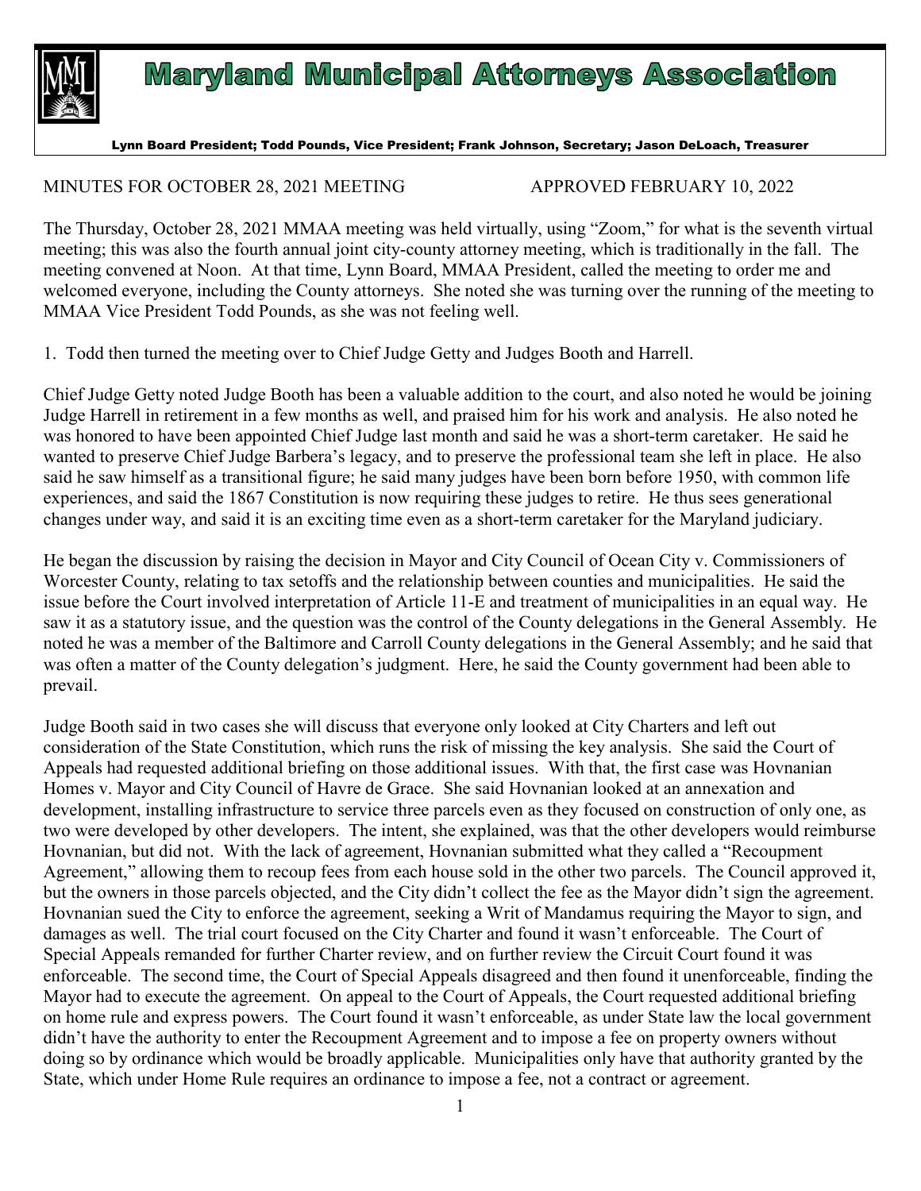# Maryland Municipal Attorneys Association

**Lynn Board President; Todd Pounds, Vice President; Frank Johnson, Secretary; Jason DeLoach, Treasurer**

MINUTES FOR OCTOBER 28, 2021 MEETING APPROVED FEBRUARY 10, 2022

The Thursday, October 28, 2021 MMAA meeting was held virtually, using "Zoom," for what is the seventh virtual meeting; this was also the fourth annual joint city-county attorney meeting, which is traditionally in the fall. The meeting convened at Noon. At that time, Lynn Board, MMAA President, called the meeting to order me and welcomed everyone, including the County attorneys. She noted she was turning over the running of the meeting to MMAA Vice President Todd Pounds, as she was not feeling well.

1. Todd then turned the meeting over to Chief Judge Getty and Judges Booth and Harrell.

Chief Judge Getty noted Judge Booth has been a valuable addition to the court, and also noted he would be joining Judge Harrell in retirement in a few months as well, and praised him for his work and analysis. He also noted he was honored to have been appointed Chief Judge last month and said he was a short-term caretaker. He said he wanted to preserve Chief Judge Barbera's legacy, and to preserve the professional team she left in place. He also said he saw himself as a transitional figure; he said many judges have been born before 1950, with common life experiences, and said the 1867 Constitution is now requiring these judges to retire. He thus sees generational changes under way, and said it is an exciting time even as a short-term caretaker for the Maryland judiciary.

He began the discussion by raising the decision in Mayor and City Council of Ocean City v. Commissioners of Worcester County, relating to tax setoffs and the relationship between counties and municipalities. He said the issue before the Court involved interpretation of Article 11-E and treatment of municipalities in an equal way. He saw it as a statutory issue, and the question was the control of the County delegations in the General Assembly. He noted he was a member of the Baltimore and Carroll County delegations in the General Assembly; and he said that was often a matter of the County delegation's judgment. Here, he said the County government had been able to prevail.

Judge Booth said in two cases she will discuss that everyone only looked at City Charters and left out consideration of the State Constitution, which runs the risk of missing the key analysis. She said the Court of Appeals had requested additional briefing on those additional issues. With that, the first case was Hovnanian Homes v. Mayor and City Council of Havre de Grace. She said Hovnanian looked at an annexation and development, installing infrastructure to service three parcels even as they focused on construction of only one, as two were developed by other developers. The intent, she explained, was that the other developers would reimburse Hovnanian, but did not. With the lack of agreement, Hovnanian submitted what they called a "Recoupment Agreement," allowing them to recoup fees from each house sold in the other two parcels. The Council approved it, but the owners in those parcels objected, and the City didn't collect the fee as the Mayor didn't sign the agreement. Hovnanian sued the City to enforce the agreement, seeking a Writ of Mandamus requiring the Mayor to sign, and damages as well. The trial court focused on the City Charter and found it wasn't enforceable. The Court of Special Appeals remanded for further Charter review, and on further review the Circuit Court found it was enforceable. The second time, the Court of Special Appeals disagreed and then found it unenforceable, finding the Mayor had to execute the agreement. On appeal to the Court of Appeals, the Court requested additional briefing on home rule and express powers. The Court found it wasn't enforceable, as under State law the local government didn't have the authority to enter the Recoupment Agreement and to impose a fee on property owners without doing so by ordinance which would be broadly applicable. Municipalities only have that authority granted by the State, which under Home Rule requires an ordinance to impose a fee, not a contract or agreement.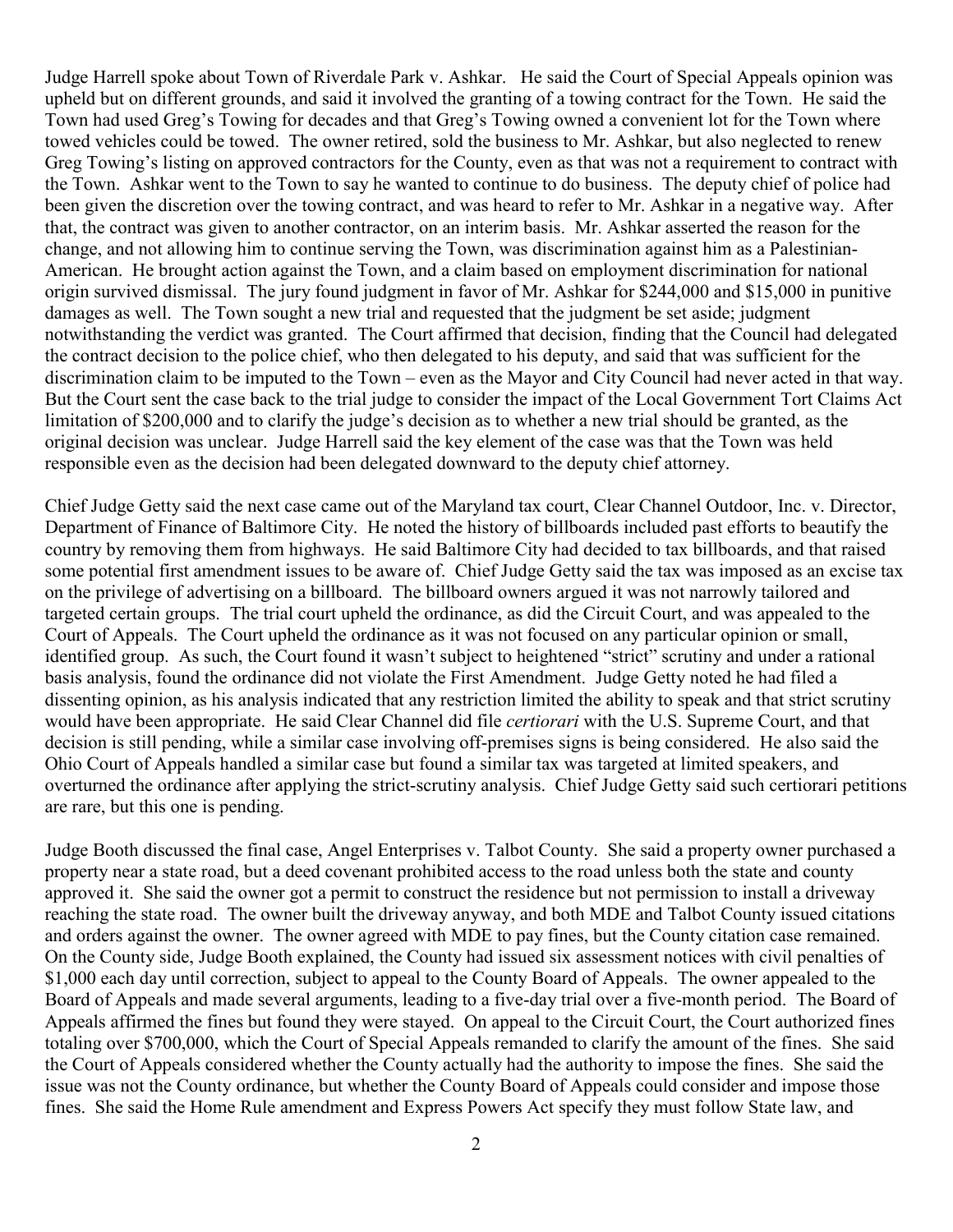Judge Harrell spoke about Town of Riverdale Park v. Ashkar. He said the Court of Special Appeals opinion was upheld but on different grounds, and said it involved the granting of a towing contract for the Town. He said the Town had used Greg's Towing for decades and that Greg's Towing owned a convenient lot for the Town where towed vehicles could be towed. The owner retired, sold the business to Mr. Ashkar, but also neglected to renew Greg Towing's listing on approved contractors for the County, even as that was not a requirement to contract with the Town. Ashkar went to the Town to say he wanted to continue to do business. The deputy chief of police had been given the discretion over the towing contract, and was heard to refer to Mr. Ashkar in a negative way. After that, the contract was given to another contractor, on an interim basis. Mr. Ashkar asserted the reason for the change, and not allowing him to continue serving the Town, was discrimination against him as a Palestinian-American. He brought action against the Town, and a claim based on employment discrimination for national origin survived dismissal. The jury found judgment in favor of Mr. Ashkar for $244,000 and $15,000 in punitive damages as well. The Town sought a new trial and requested that the judgment be set aside; judgment notwithstanding the verdict was granted. The Court affirmed that decision, finding that the Council had delegated the contract decision to the police chief, who then delegated to his deputy, and said that was sufficient for the discrimination claim to be imputed to the Town – even as the Mayor and City Council had never acted in that way. But the Court sent the case back to the trial judge to consider the impact of the Local Government Tort Claims Act limitation of $200,000 and to clarify the judge's decision as to whether a new trial should be granted, as the original decision was unclear. Judge Harrell said the key element of the case was that the Town was held responsible even as the decision had been delegated downward to the deputy chief attorney.

Chief Judge Getty said the next case came out of the Maryland tax court, Clear Channel Outdoor, Inc. v. Director, Department of Finance of Baltimore City. He noted the history of billboards included past efforts to beautify the country by removing them from highways. He said Baltimore City had decided to tax billboards, and that raised some potential first amendment issues to be aware of. Chief Judge Getty said the tax was imposed as an excise tax on the privilege of advertising on a billboard. The billboard owners argued it was not narrowly tailored and targeted certain groups. The trial court upheld the ordinance, as did the Circuit Court, and was appealed to the Court of Appeals. The Court upheld the ordinance as it was not focused on any particular opinion or small, identified group. As such, the Court found it wasn't subject to heightened "strict" scrutiny and under a rational basis analysis, found the ordinance did not violate the First Amendment. Judge Getty noted he had filed a dissenting opinion, as his analysis indicated that any restriction limited the ability to speak and that strict scrutiny would have been appropriate. He said Clear Channel did file *certiorari* with the U.S. Supreme Court, and that decision is still pending, while a similar case involving off-premises signs is being considered. He also said the Ohio Court of Appeals handled a similar case but found a similar tax was targeted at limited speakers, and overturned the ordinance after applying the strict-scrutiny analysis. Chief Judge Getty said such certiorari petitions are rare, but this one is pending.

Judge Booth discussed the final case, Angel Enterprises v. Talbot County. She said a property owner purchased a property near a state road, but a deed covenant prohibited access to the road unless both the state and county approved it. She said the owner got a permit to construct the residence but not permission to install a driveway reaching the state road. The owner built the driveway anyway, and both MDE and Talbot County issued citations and orders against the owner. The owner agreed with MDE to pay fines, but the County citation case remained. On the County side, Judge Booth explained, the County had issued six assessment notices with civil penalties of $1,000 each day until correction, subject to appeal to the County Board of Appeals. The owner appealed to the Board of Appeals and made several arguments, leading to a five-day trial over a five-month period. The Board of Appeals affirmed the fines but found they were stayed. On appeal to the Circuit Court, the Court authorized fines totaling over $700,000, which the Court of Special Appeals remanded to clarify the amount of the fines. She said the Court of Appeals considered whether the County actually had the authority to impose the fines. She said the issue was not the County ordinance, but whether the County Board of Appeals could consider and impose those fines. She said the Home Rule amendment and Express Powers Act specify they must follow State law, and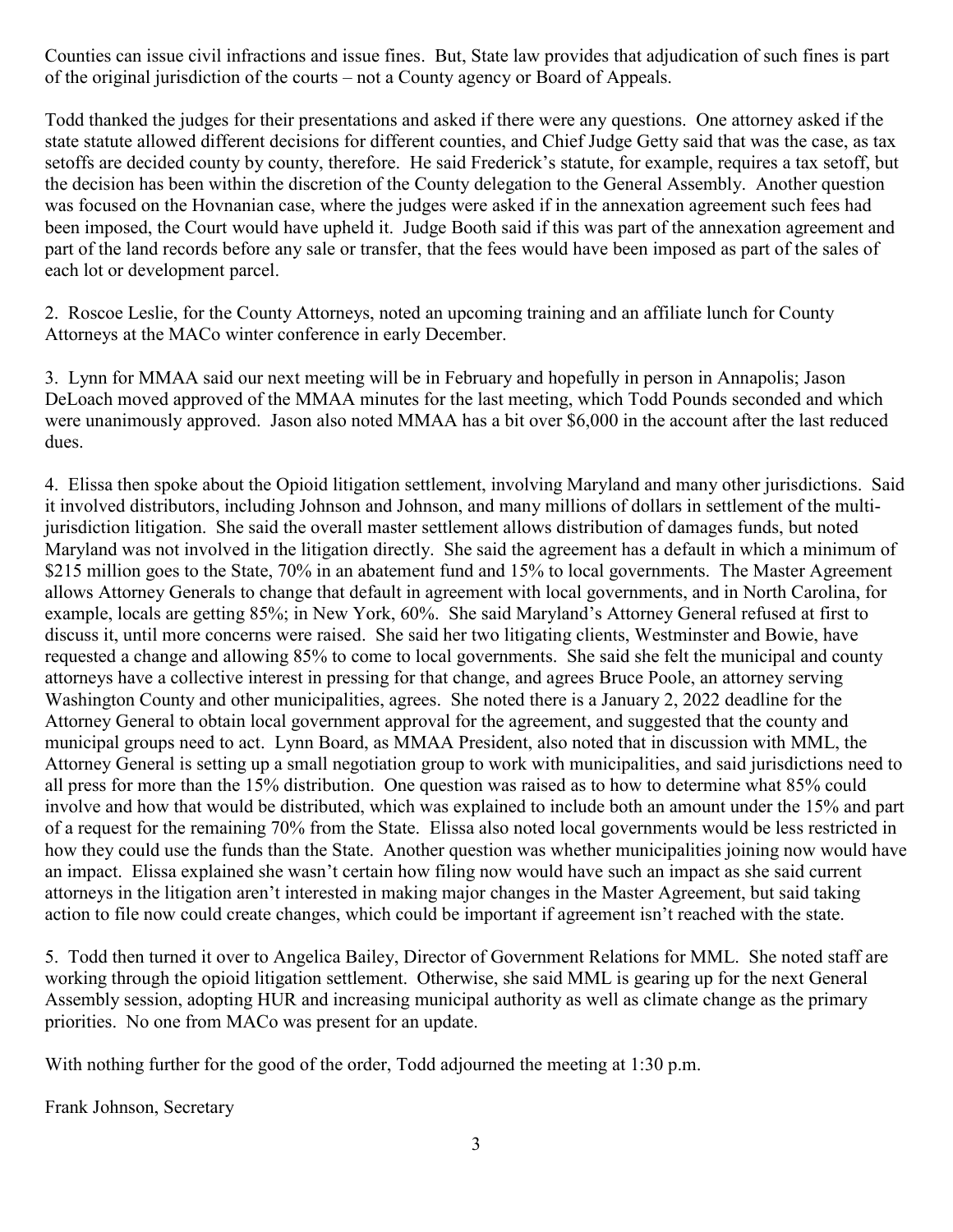Counties can issue civil infractions and issue fines. But, State law provides that adjudication of such fines is part of the original jurisdiction of the courts – not a County agency or Board of Appeals.

Todd thanked the judges for their presentations and asked if there were any questions. One attorney asked if the state statute allowed different decisions for different counties, and Chief Judge Getty said that was the case, as tax setoffs are decided county by county, therefore. He said Frederick's statute, for example, requires a tax setoff, but the decision has been within the discretion of the County delegation to the General Assembly. Another question was focused on the Hovnanian case, where the judges were asked if in the annexation agreement such fees had been imposed, the Court would have upheld it. Judge Booth said if this was part of the annexation agreement and part of the land records before any sale or transfer, that the fees would have been imposed as part of the sales of each lot or development parcel.

2. Roscoe Leslie, for the County Attorneys, noted an upcoming training and an affiliate lunch for County Attorneys at the MACo winter conference in early December.

3. Lynn for MMAA said our next meeting will be in February and hopefully in person in Annapolis; Jason DeLoach moved approved of the MMAA minutes for the last meeting, which Todd Pounds seconded and which were unanimously approved. Jason also noted MMAA has a bit over $6,000 in the account after the last reduced dues.

4. Elissa then spoke about the Opioid litigation settlement, involving Maryland and many other jurisdictions. Said it involved distributors, including Johnson and Johnson, and many millions of dollars in settlement of the multi-jurisdiction litigation. She said the overall master settlement allows distribution of damages funds, but noted Maryland was not involved in the litigation directly. She said the agreement has a default in which a minimum of $215 million goes to the State, 70% in an abatement fund and 15% to local governments. The Master Agreement allows Attorney Generals to change that default in agreement with local governments, and in North Carolina, for example, locals are getting 85%; in New York, 60%. She said Maryland's Attorney General refused at first to discuss it, until more concerns were raised. She said her two litigating clients, Westminster and Bowie, have requested a change and allowing 85% to come to local governments. She said she felt the municipal and county attorneys have a collective interest in pressing for that change, and agrees Bruce Poole, an attorney serving Washington County and other municipalities, agrees. She noted there is a January 2, 2022 deadline for the Attorney General to obtain local government approval for the agreement, and suggested that the county and municipal groups need to act. Lynn Board, as MMAA President, also noted that in discussion with MML, the Attorney General is setting up a small negotiation group to work with municipalities, and said jurisdictions need to all press for more than the 15% distribution. One question was raised as to how to determine what 85% could involve and how that would be distributed, which was explained to include both an amount under the 15% and part of a request for the remaining 70% from the State. Elissa also noted local governments would be less restricted in how they could use the funds than the State. Another question was whether municipalities joining now would have an impact. Elissa explained she wasn't certain how filing now would have such an impact as she said current attorneys in the litigation aren't interested in making major changes in the Master Agreement, but said taking action to file now could create changes, which could be important if agreement isn't reached with the state.

5. Todd then turned it over to Angelica Bailey, Director of Government Relations for MML. She noted staff are working through the opioid litigation settlement. Otherwise, she said MML is gearing up for the next General Assembly session, adopting HUR and increasing municipal authority as well as climate change as the primary priorities. No one from MACo was present for an update.

With nothing further for the good of the order, Todd adjourned the meeting at 1:30 p.m.

Frank Johnson, Secretary